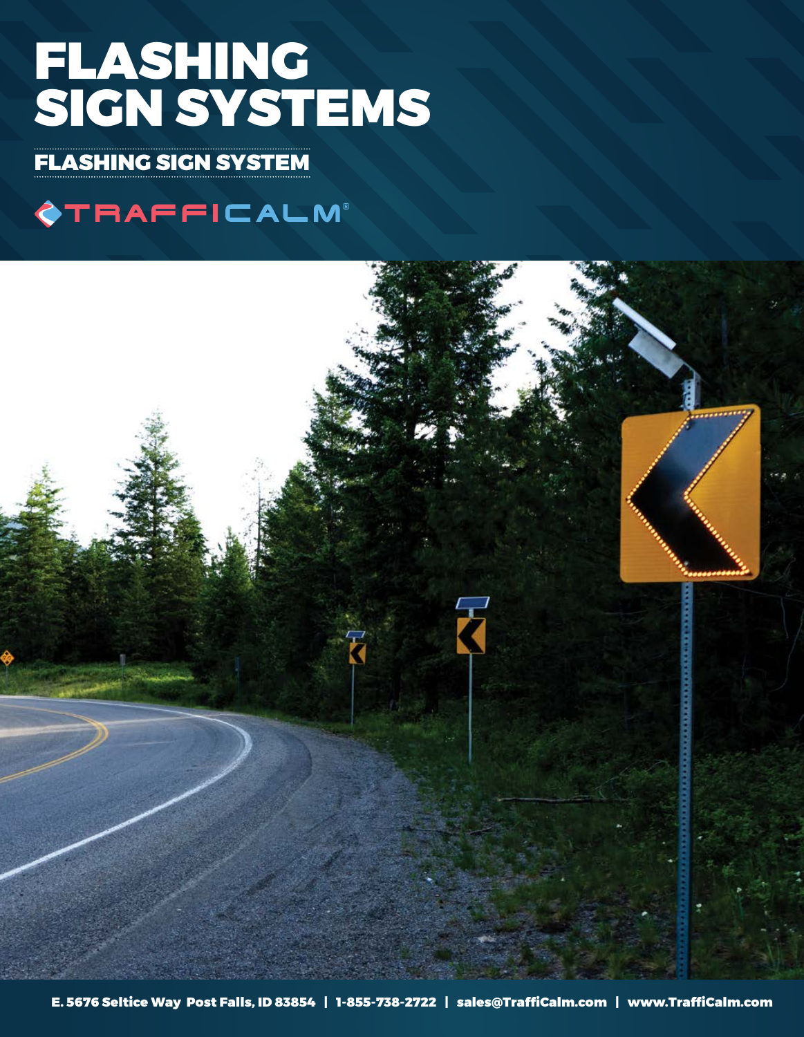# FLASHING SIGN SYSTEMS

## FLASHING SIGN SYSTEM

TRAFFICALM®

E. 5676 Seltice Way Post Falls, ID 83854 | 1-855-738-2722 | sales@TraffiCalm.com | www.TraffiCalm.com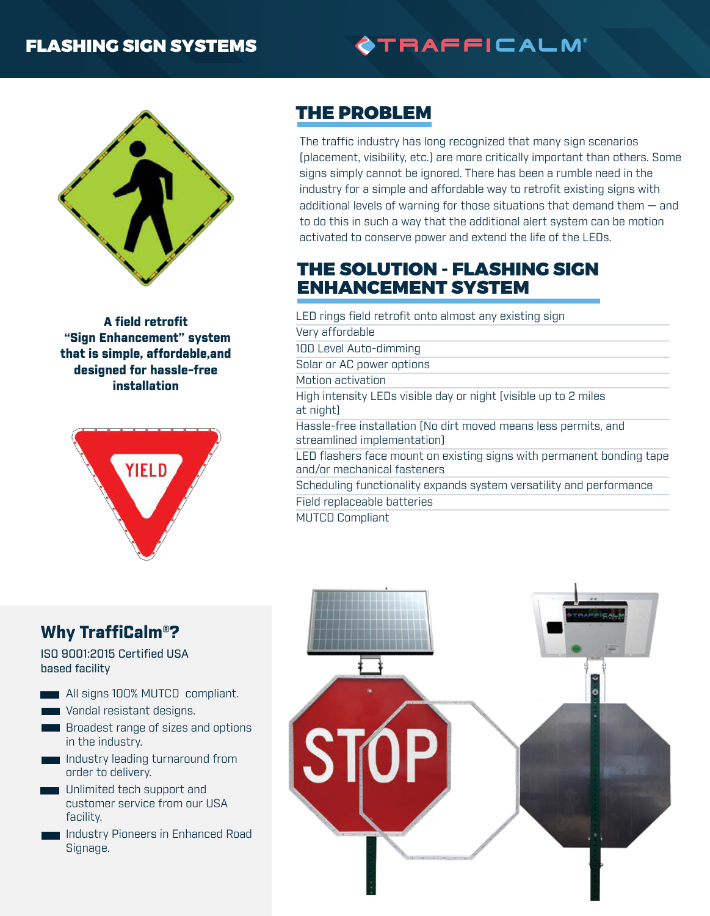# FLASHING SIGN SYSTEMS

TRAFFICALM®

## THE PROBLEM

The traffic industry has long recognized that many sign scenarios (placement, visibility, etc.) are more critically important than others. Some signs simply cannot be ignored. There has been a rumble need in the industry for a simple and affordable way to retrofit existing signs with additional levels of warning for those situations that demand them — and to do this in such a way that the additional alert system can be motion activated to conserve power and extend the life of the LEDs.

## THE SOLUTION - FLASHING SIGN ENHANCEMENT SYSTEM

- LED rings field retrofit onto almost any existing sign
- Very affordable
- 100 Level Auto-dimming
- Solar or AC power options
- Motion activation
- High intensity LEDs visible day or night (visible up to 2 miles at night)
- Hassle-free installation (No dirt moved means less permits, and streamlined implementation)
- LED flashers face mount on existing signs with permanent bonding tape and/or mechanical fasteners
- Scheduling functionality expands system versatility and performance
- Field replaceable batteries
- MUTCD Compliant

**A field retrofit "Sign Enhancement" system that is simple, affordable,and designed for hassle-free installation**

## Why TraffiCalm®?

ISO 9001:2015 Certified USA based facility

- All signs 100% MUTCD compliant.
- Vandal resistant designs.
- Broadest range of sizes and options in the industry.
- Industry leading turnaround from order to delivery.
- Unlimited tech support and customer service from our USA facility.
- Industry Pioneers in Enhanced Road Signage.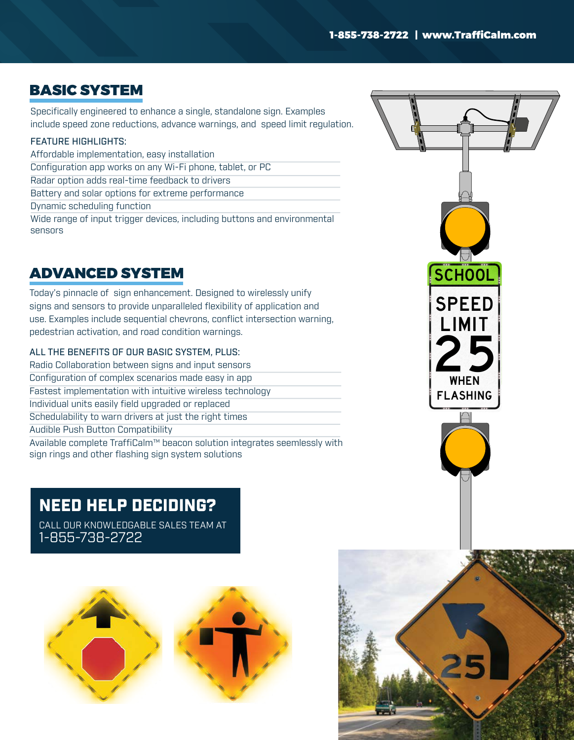## BASIC SYSTEM

Specifically engineered to enhance a single, standalone sign. Examples include speed zone reductions, advance warnings, and speed limit regulation.

FEATURE HIGHLIGHTS:

- Affordable implementation, easy installation
- Configuration app works on any Wi-Fi phone, tablet, or PC
- Radar option adds real-time feedback to drivers
- Battery and solar options for extreme performance
- Dynamic scheduling function
- Wide range of input trigger devices, including buttons and environmental sensors

## ADVANCED SYSTEM

Today's pinnacle of sign enhancement. Designed to wirelessly unify signs and sensors to provide unparalleled flexibility of application and use. Examples include sequential chevrons, conflict intersection warning, pedestrian activation, and road condition warnings.

ALL THE BENEFITS OF OUR BASIC SYSTEM, PLUS:

- Radio Collaboration between signs and input sensors
- Configuration of complex scenarios made easy in app
- Fastest implementation with intuitive wireless technology
- Individual units easily field upgraded or replaced
- Schedulability to warn drivers at just the right times
- Audible Push Button Compatibility
- Available complete TraffiCalm™ beacon solution integrates seemlessly with sign rings and other flashing sign system solutions

## NEED HELP DECIDING?

CALL OUR KNOWLEDGABLE SALES TEAM AT
1-855-738-2722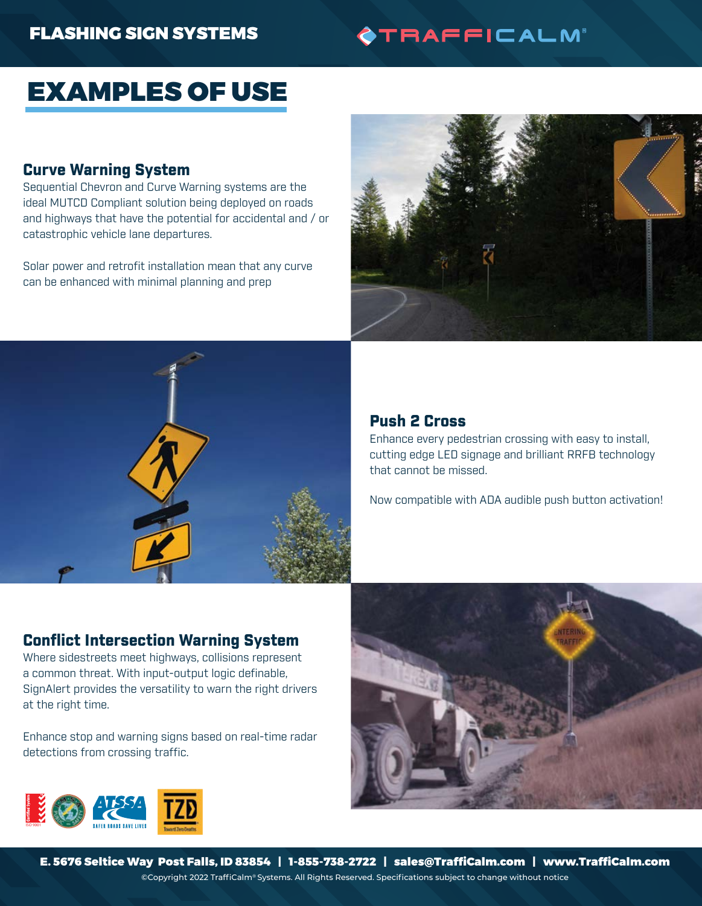FLASHING SIGN SYSTEMS

# EXAMPLES OF USE

## Curve Warning System

Sequential Chevron and Curve Warning systems are the ideal MUTCD Compliant solution being deployed on roads and highways that have the potential for accidental and / or catastrophic vehicle lane departures.

Solar power and retrofit installation mean that any curve can be enhanced with minimal planning and prep

## Push 2 Cross

Enhance every pedestrian crossing with easy to install, cutting edge LED signage and brilliant RRFB technology that cannot be missed.

Now compatible with ADA audible push button activation!

## Conflict Intersection Warning System

Where sidestreets meet highways, collisions represent a common threat. With input-output logic definable, SignAlert provides the versatility to warn the right drivers at the right time.

Enhance stop and warning signs based on real-time radar detections from crossing traffic.

**E. 5676 Seltice Way Post Falls, ID 83854 | 1-855-738-2722 | sales@TraffiCalm.com | www.TraffiCalm.com**

©Copyright 2022 TraffiCalm® Systems. All Rights Reserved. Specifications subject to change without notice